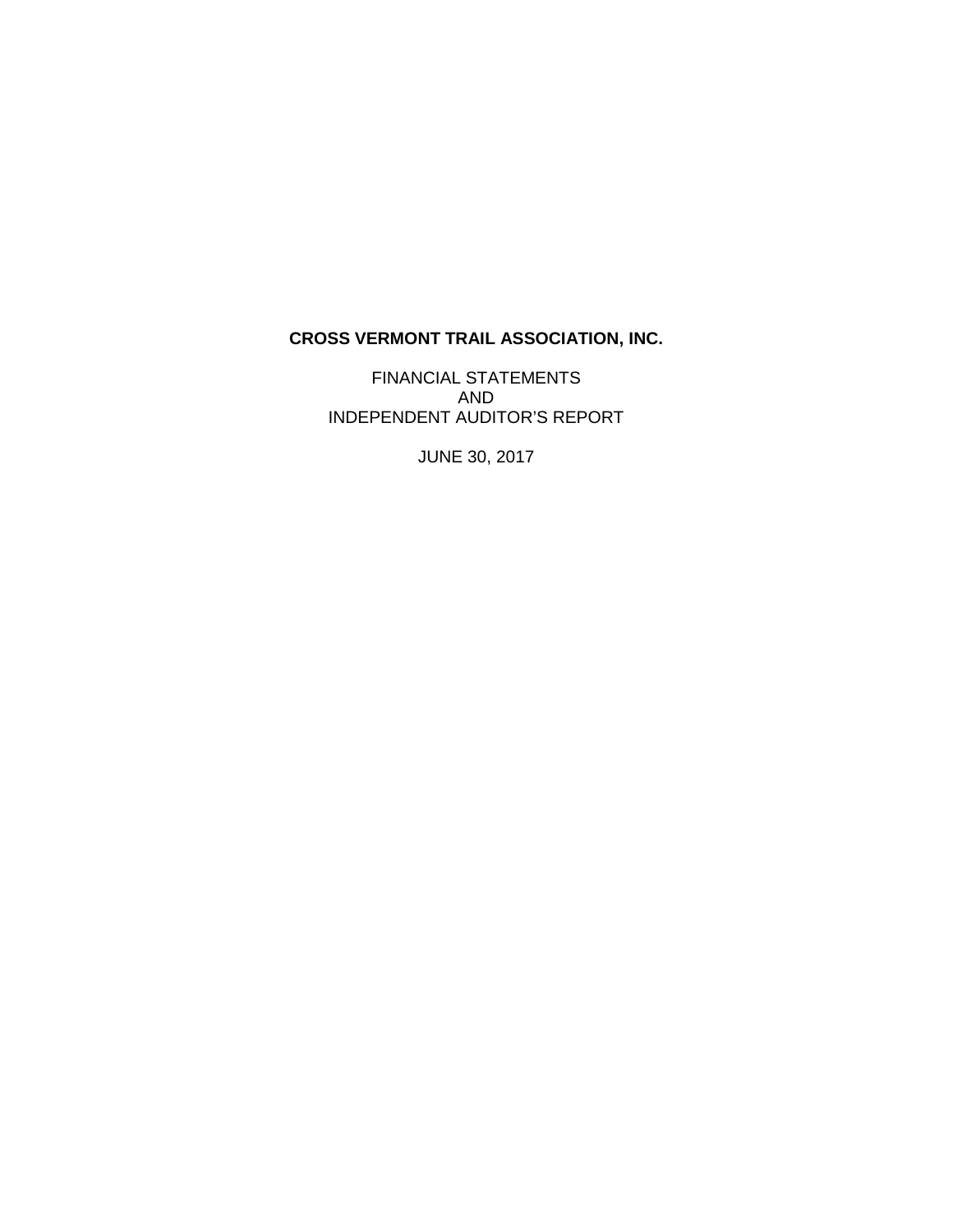**CROSS VERMONT TRAIL ASSOCIATION, INC.**

FINANCIAL STATEMENTS
AND
INDEPENDENT AUDITOR'S REPORT

JUNE 30, 2017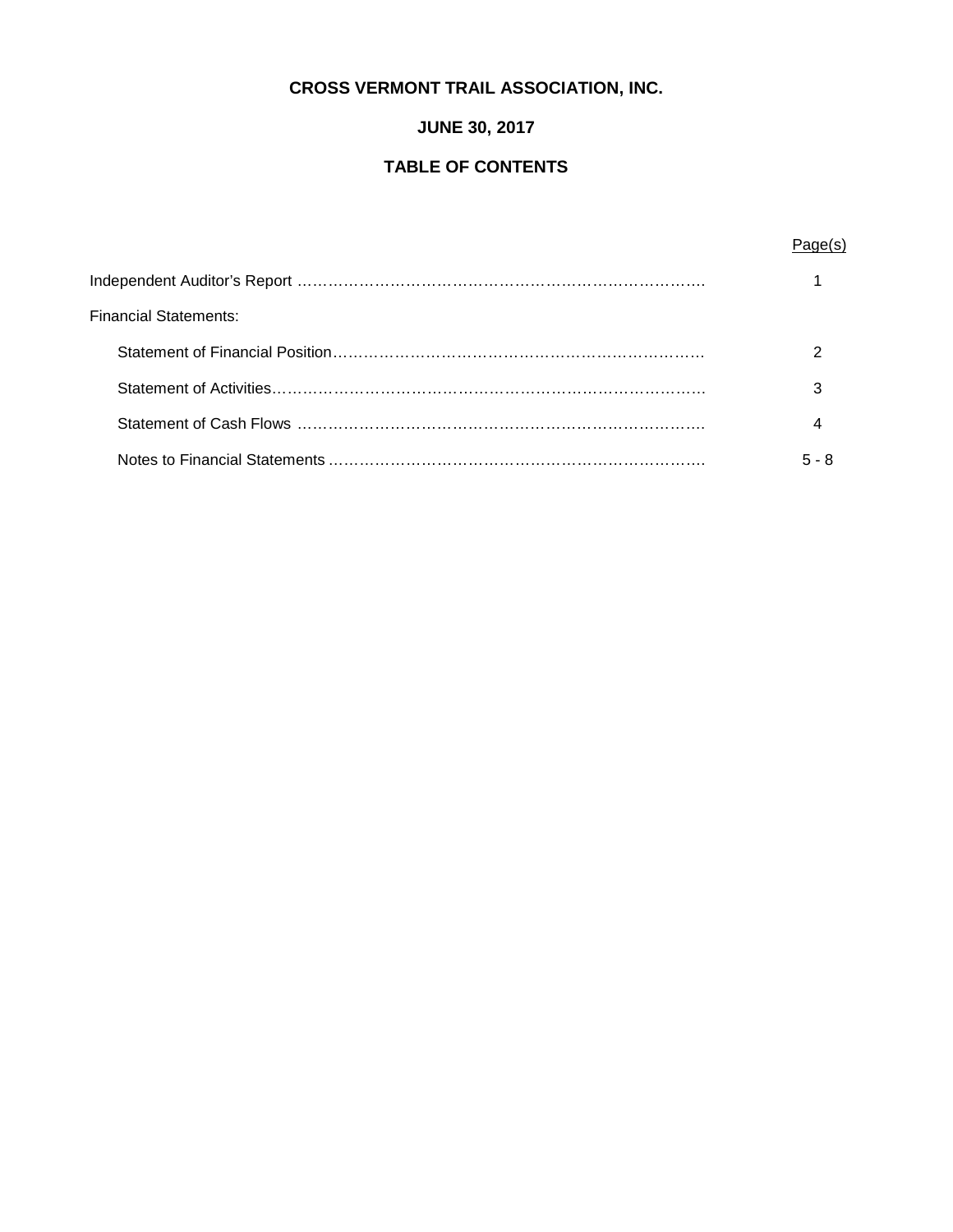# CROSS VERMONT TRAIL ASSOCIATION, INC.

## JUNE 30, 2017

## TABLE OF CONTENTS

| | Page(s) |
|---|---|
| Independent Auditor's Report | 1 |
| Financial Statements: | |
| Statement of Financial Position | 2 |
| Statement of Activities | 3 |
| Statement of Cash Flows | 4 |
| Notes to Financial Statements | 5 - 8 |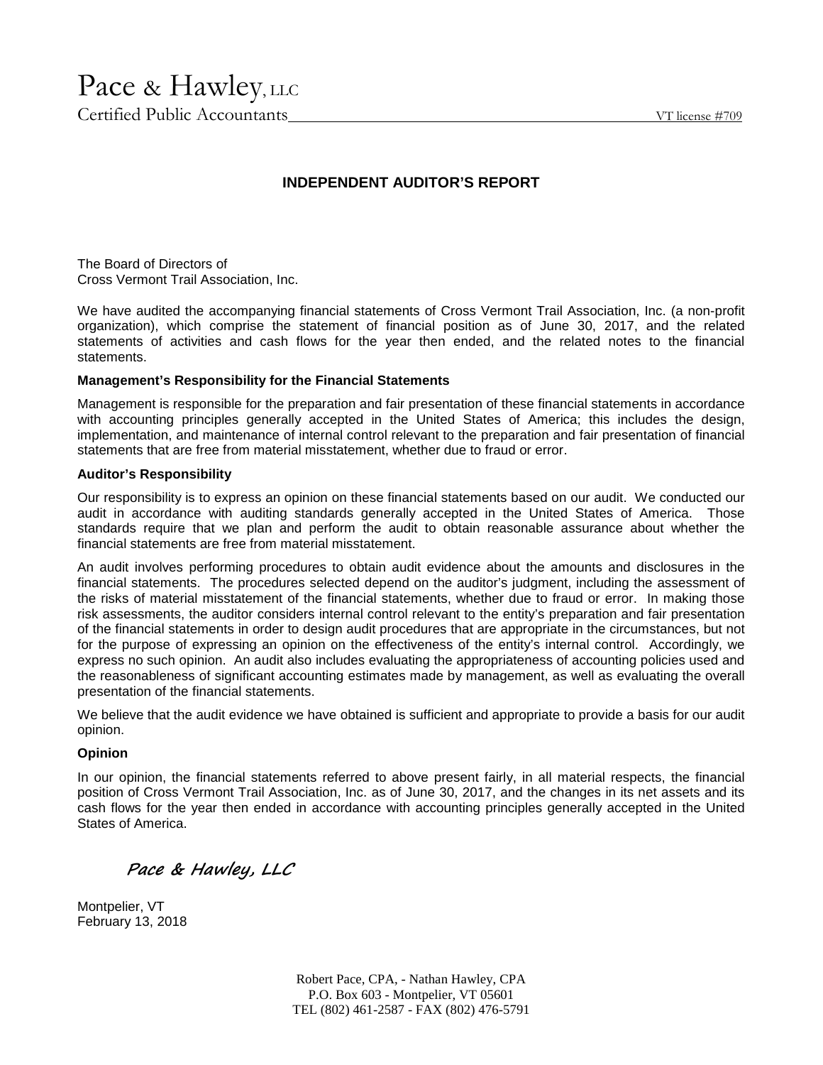# Pace & Hawley, LLC

Certified Public Accountants VT license #709

## INDEPENDENT AUDITOR'S REPORT

The Board of Directors of
Cross Vermont Trail Association, Inc.

We have audited the accompanying financial statements of Cross Vermont Trail Association, Inc. (a non-profit organization), which comprise the statement of financial position as of June 30, 2017, and the related statements of activities and cash flows for the year then ended, and the related notes to the financial statements.

**Management's Responsibility for the Financial Statements**

Management is responsible for the preparation and fair presentation of these financial statements in accordance with accounting principles generally accepted in the United States of America; this includes the design, implementation, and maintenance of internal control relevant to the preparation and fair presentation of financial statements that are free from material misstatement, whether due to fraud or error.

**Auditor's Responsibility**

Our responsibility is to express an opinion on these financial statements based on our audit. We conducted our audit in accordance with auditing standards generally accepted in the United States of America. Those standards require that we plan and perform the audit to obtain reasonable assurance about whether the financial statements are free from material misstatement.

An audit involves performing procedures to obtain audit evidence about the amounts and disclosures in the financial statements. The procedures selected depend on the auditor's judgment, including the assessment of the risks of material misstatement of the financial statements, whether due to fraud or error. In making those risk assessments, the auditor considers internal control relevant to the entity's preparation and fair presentation of the financial statements in order to design audit procedures that are appropriate in the circumstances, but not for the purpose of expressing an opinion on the effectiveness of the entity's internal control. Accordingly, we express no such opinion. An audit also includes evaluating the appropriateness of accounting policies used and the reasonableness of significant accounting estimates made by management, as well as evaluating the overall presentation of the financial statements.

We believe that the audit evidence we have obtained is sufficient and appropriate to provide a basis for our audit opinion.

**Opinion**

In our opinion, the financial statements referred to above present fairly, in all material respects, the financial position of Cross Vermont Trail Association, Inc. as of June 30, 2017, and the changes in its net assets and its cash flows for the year then ended in accordance with accounting principles generally accepted in the United States of America.

*Pace & Hawley, LLC*

Montpelier, VT
February 13, 2018

Robert Pace, CPA, - Nathan Hawley, CPA
P.O. Box 603 - Montpelier, VT 05601
TEL (802) 461-2587 - FAX (802) 476-5791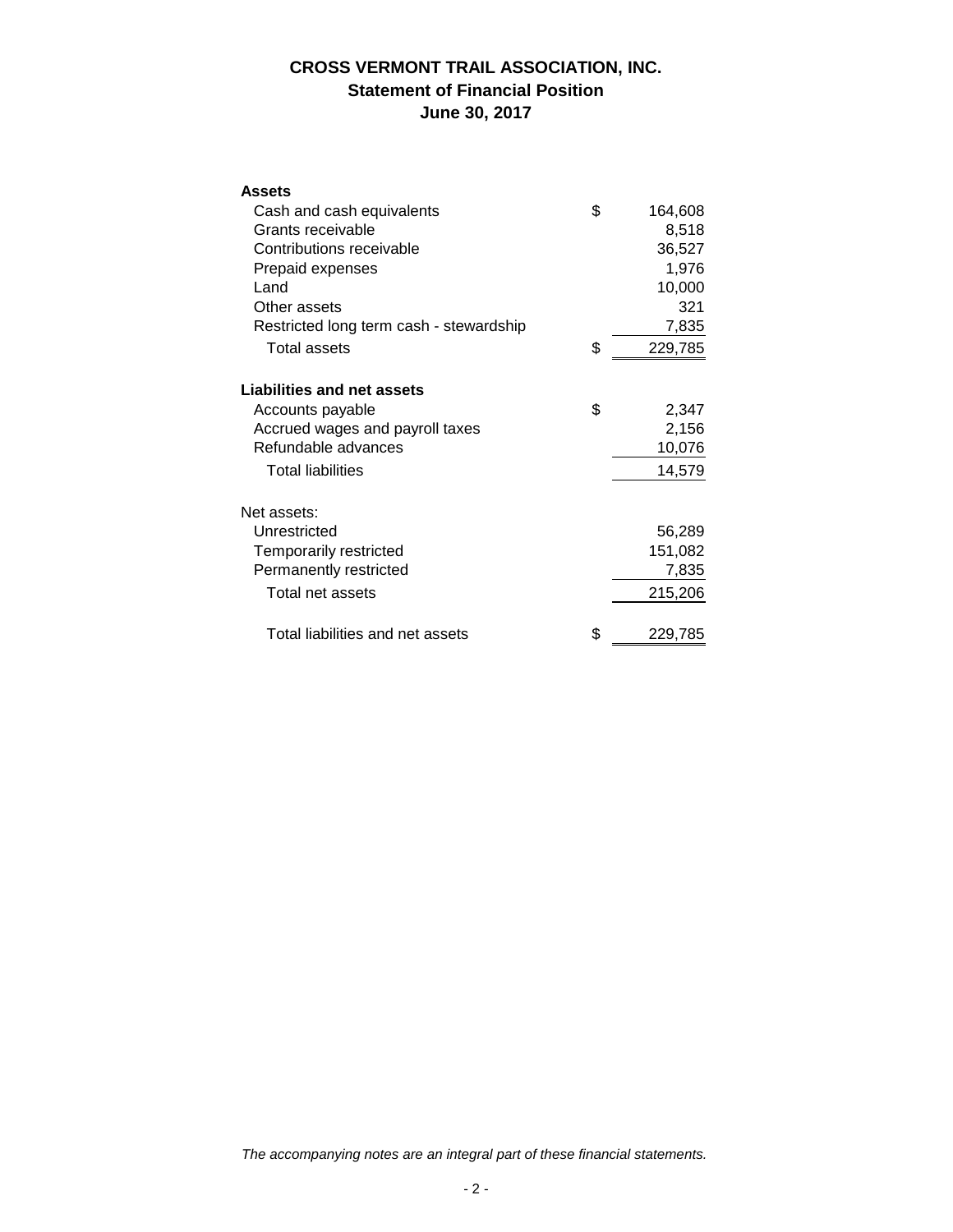# CROSS VERMONT TRAIL ASSOCIATION, INC.
## Statement of Financial Position
## June 30, 2017

| | | |
|---|---|---|
| **Assets** | | |
| Cash and cash equivalents | $ | 164,608 |
| Grants receivable | | 8,518 |
| Contributions receivable | | 36,527 |
| Prepaid expenses | | 1,976 |
| Land | | 10,000 |
| Other assets | | 321 |
| Restricted long term cash - stewardship | | 7,835 |
| Total assets | $ | 229,785 |
| **Liabilities and net assets** | | |
| Accounts payable | $ | 2,347 |
| Accrued wages and payroll taxes | | 2,156 |
| Refundable advances | | 10,076 |
| Total liabilities | | 14,579 |
| Net assets: | | |
| Unrestricted | | 56,289 |
| Temporarily restricted | | 151,082 |
| Permanently restricted | | 7,835 |
| Total net assets | | 215,206 |
| Total liabilities and net assets | $ | 229,785 |

*The accompanying notes are an integral part of these financial statements.*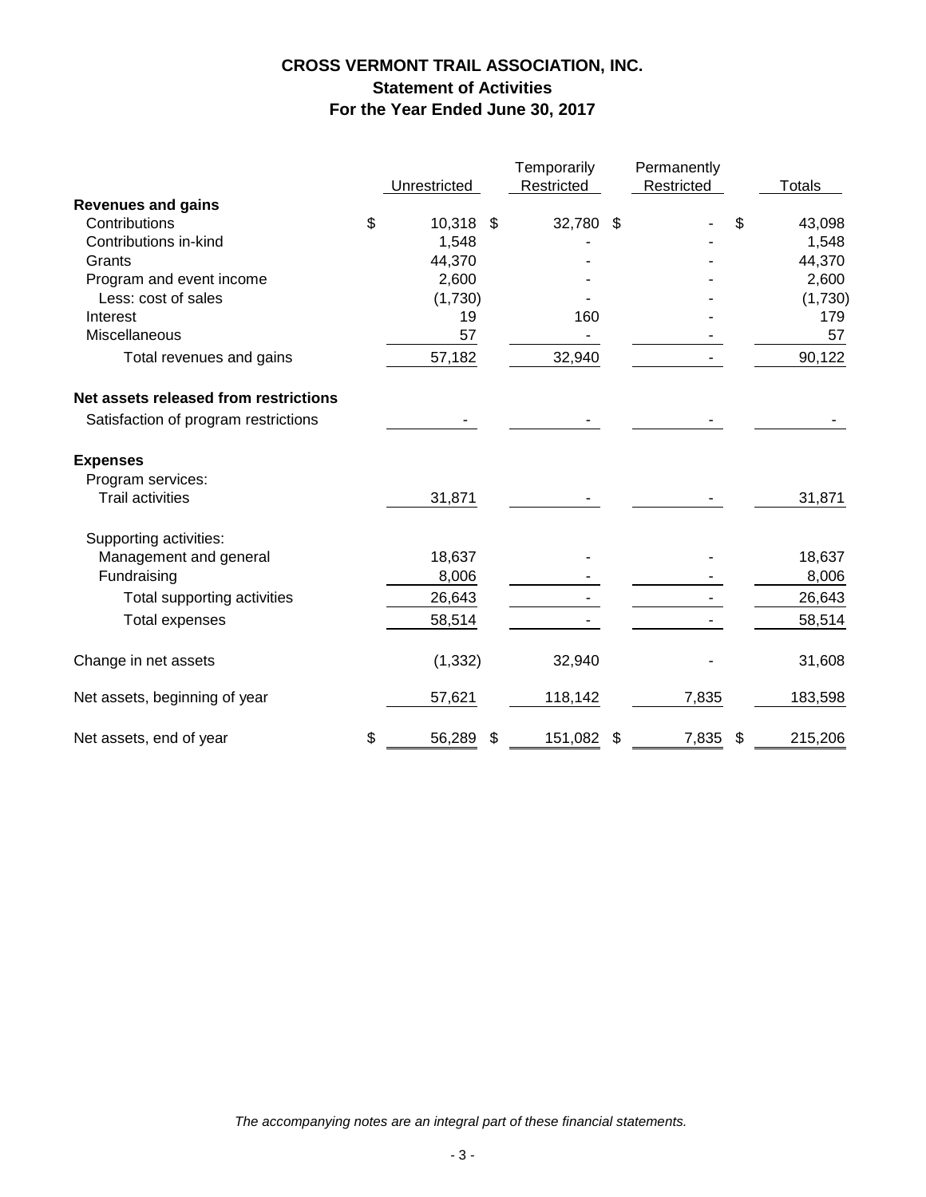# CROSS VERMONT TRAIL ASSOCIATION, INC.

## Statement of Activities

### For the Year Ended June 30, 2017

| | Unrestricted | Temporarily Restricted | Permanently Restricted | Totals |
|---|---|---|---|---|
| **Revenues and gains** | | | | |
| Contributions | $ 10,318 | $ 32,780 | $ - | $ 43,098 |
| Contributions in-kind | 1,548 | - | - | 1,548 |
| Grants | 44,370 | - | - | 44,370 |
| Program and event income | 2,600 | - | - | 2,600 |
| Less: cost of sales | (1,730) | - | - | (1,730) |
| Interest | 19 | 160 | - | 179 |
| Miscellaneous | 57 | - | - | 57 |
| Total revenues and gains | 57,182 | 32,940 | - | 90,122 |
| **Net assets released from restrictions** | | | | |
| Satisfaction of program restrictions | - | - | - | - |
| **Expenses** | | | | |
| Program services: | | | | |
| Trail activities | 31,871 | - | - | 31,871 |
| Supporting activities: | | | | |
| Management and general | 18,637 | - | - | 18,637 |
| Fundraising | 8,006 | - | - | 8,006 |
| Total supporting activities | 26,643 | - | - | 26,643 |
| Total expenses | 58,514 | - | - | 58,514 |
| Change in net assets | (1,332) | 32,940 | - | 31,608 |
| Net assets, beginning of year | 57,621 | 118,142 | 7,835 | 183,598 |
| Net assets, end of year | $ 56,289 | $ 151,082 | $ 7,835 | $ 215,206 |

*The accompanying notes are an integral part of these financial statements.*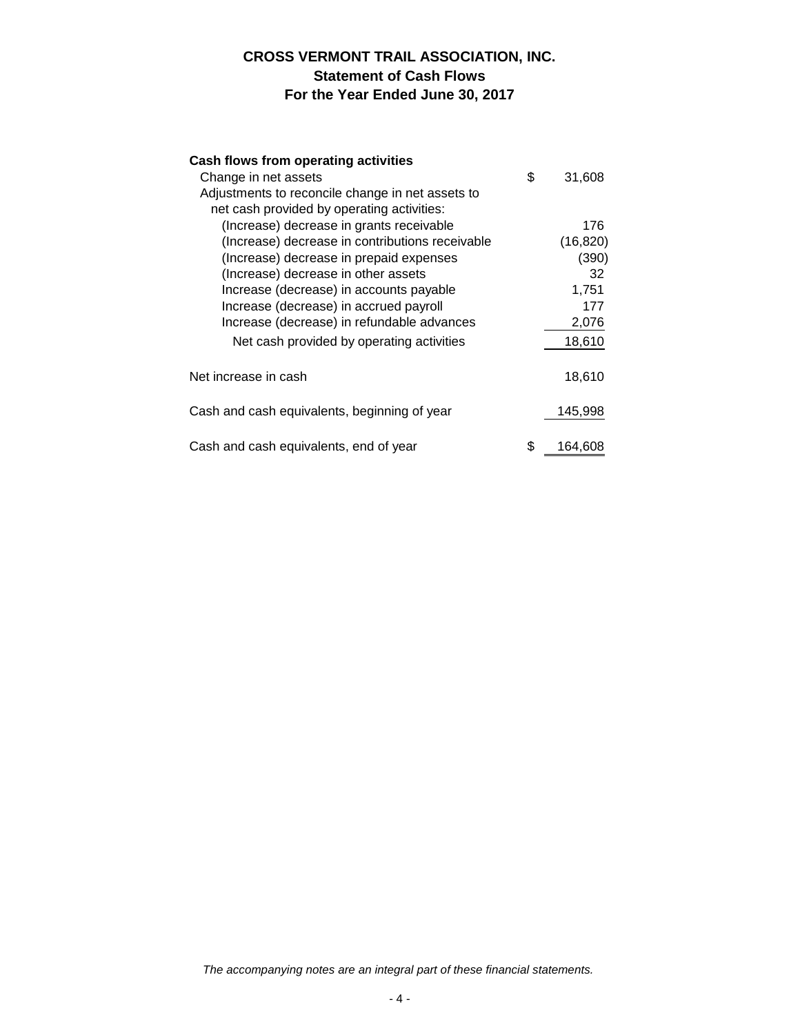# CROSS VERMONT TRAIL ASSOCIATION, INC.
## Statement of Cash Flows
## For the Year Ended June 30, 2017

| | |
|---|---|
| **Cash flows from operating activities** | |
| Change in net assets | $ 31,608 |
| Adjustments to reconcile change in net assets to net cash provided by operating activities: | |
| (Increase) decrease in grants receivable | 176 |
| (Increase) decrease in contributions receivable | (16,820) |
| (Increase) decrease in prepaid expenses | (390) |
| (Increase) decrease in other assets | 32 |
| Increase (decrease) in accounts payable | 1,751 |
| Increase (decrease) in accrued payroll | 177 |
| Increase (decrease) in refundable advances | 2,076 |
| Net cash provided by operating activities | 18,610 |
| Net increase in cash | 18,610 |
| Cash and cash equivalents, beginning of year | 145,998 |
| Cash and cash equivalents, end of year | $ 164,608 |

*The accompanying notes are an integral part of these financial statements.*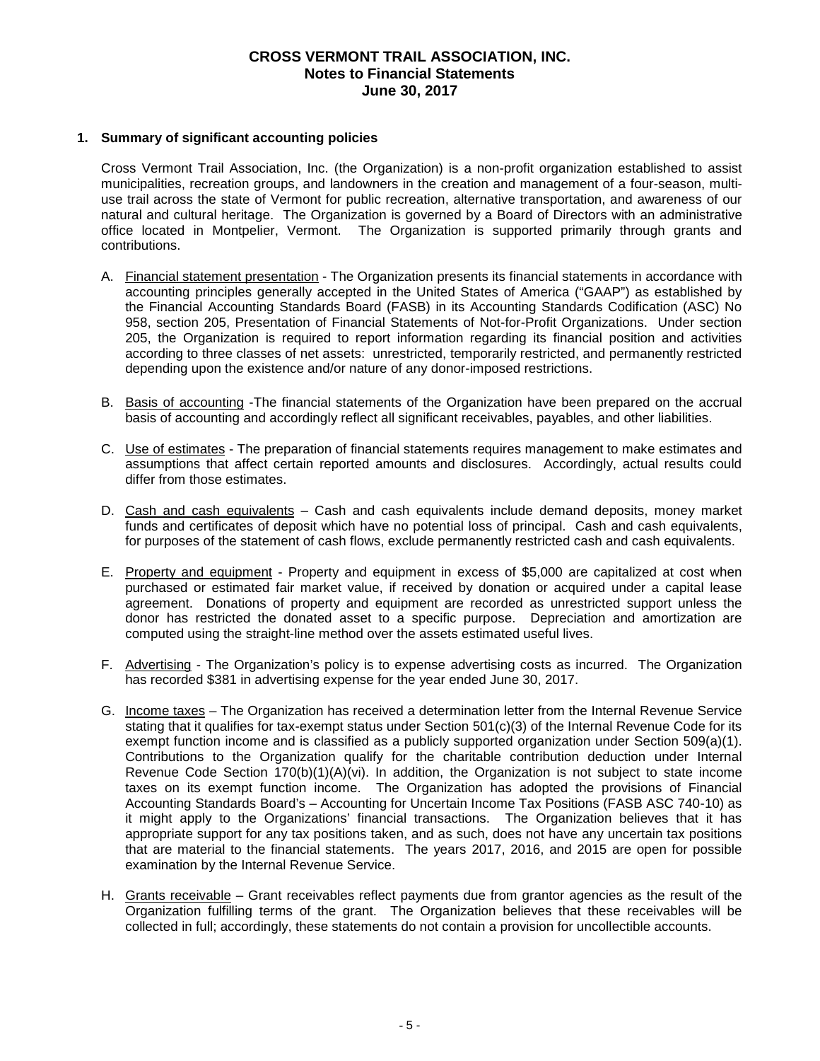# CROSS VERMONT TRAIL ASSOCIATION, INC.
## Notes to Financial Statements
## June 30, 2017

**1. Summary of significant accounting policies**

Cross Vermont Trail Association, Inc. (the Organization) is a non-profit organization established to assist municipalities, recreation groups, and landowners in the creation and management of a four-season, multi-use trail across the state of Vermont for public recreation, alternative transportation, and awareness of our natural and cultural heritage. The Organization is governed by a Board of Directors with an administrative office located in Montpelier, Vermont. The Organization is supported primarily through grants and contributions.

A. Financial statement presentation - The Organization presents its financial statements in accordance with accounting principles generally accepted in the United States of America ("GAAP") as established by the Financial Accounting Standards Board (FASB) in its Accounting Standards Codification (ASC) No 958, section 205, Presentation of Financial Statements of Not-for-Profit Organizations. Under section 205, the Organization is required to report information regarding its financial position and activities according to three classes of net assets: unrestricted, temporarily restricted, and permanently restricted depending upon the existence and/or nature of any donor-imposed restrictions.

B. Basis of accounting -The financial statements of the Organization have been prepared on the accrual basis of accounting and accordingly reflect all significant receivables, payables, and other liabilities.

C. Use of estimates - The preparation of financial statements requires management to make estimates and assumptions that affect certain reported amounts and disclosures. Accordingly, actual results could differ from those estimates.

D. Cash and cash equivalents – Cash and cash equivalents include demand deposits, money market funds and certificates of deposit which have no potential loss of principal. Cash and cash equivalents, for purposes of the statement of cash flows, exclude permanently restricted cash and cash equivalents.

E. Property and equipment - Property and equipment in excess of $5,000 are capitalized at cost when purchased or estimated fair market value, if received by donation or acquired under a capital lease agreement. Donations of property and equipment are recorded as unrestricted support unless the donor has restricted the donated asset to a specific purpose. Depreciation and amortization are computed using the straight-line method over the assets estimated useful lives.

F. Advertising - The Organization's policy is to expense advertising costs as incurred. The Organization has recorded $381 in advertising expense for the year ended June 30, 2017.

G. Income taxes – The Organization has received a determination letter from the Internal Revenue Service stating that it qualifies for tax-exempt status under Section 501(c)(3) of the Internal Revenue Code for its exempt function income and is classified as a publicly supported organization under Section 509(a)(1). Contributions to the Organization qualify for the charitable contribution deduction under Internal Revenue Code Section 170(b)(1)(A)(vi). In addition, the Organization is not subject to state income taxes on its exempt function income. The Organization has adopted the provisions of Financial Accounting Standards Board's – Accounting for Uncertain Income Tax Positions (FASB ASC 740-10) as it might apply to the Organizations' financial transactions. The Organization believes that it has appropriate support for any tax positions taken, and as such, does not have any uncertain tax positions that are material to the financial statements. The years 2017, 2016, and 2015 are open for possible examination by the Internal Revenue Service.

H. Grants receivable – Grant receivables reflect payments due from grantor agencies as the result of the Organization fulfilling terms of the grant. The Organization believes that these receivables will be collected in full; accordingly, these statements do not contain a provision for uncollectible accounts.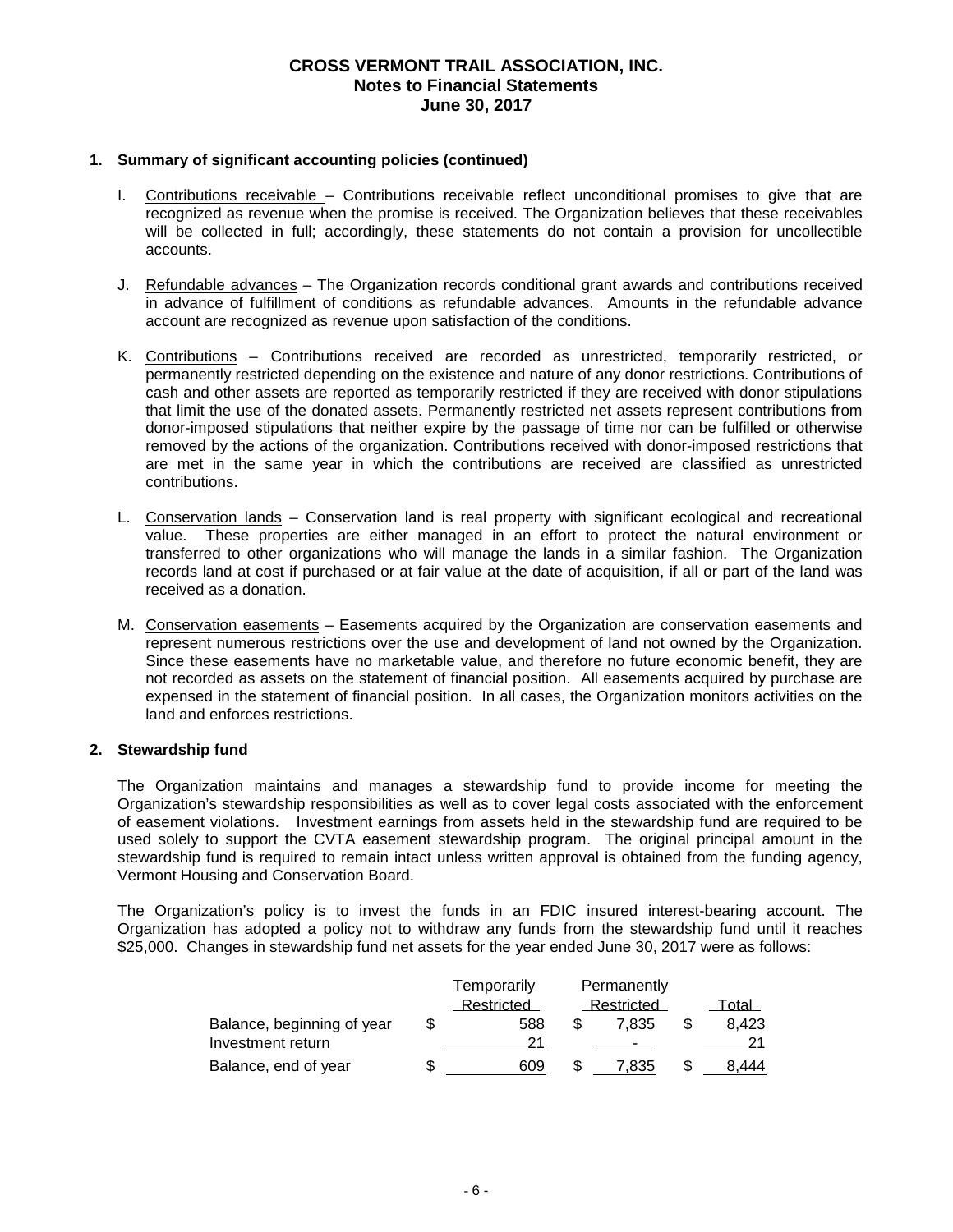**CROSS VERMONT TRAIL ASSOCIATION, INC.**
**Notes to Financial Statements**
**June 30, 2017**

**1. Summary of significant accounting policies (continued)**

I. Contributions receivable – Contributions receivable reflect unconditional promises to give that are recognized as revenue when the promise is received. The Organization believes that these receivables will be collected in full; accordingly, these statements do not contain a provision for uncollectible accounts.

J. Refundable advances – The Organization records conditional grant awards and contributions received in advance of fulfillment of conditions as refundable advances. Amounts in the refundable advance account are recognized as revenue upon satisfaction of the conditions.

K. Contributions – Contributions received are recorded as unrestricted, temporarily restricted, or permanently restricted depending on the existence and nature of any donor restrictions. Contributions of cash and other assets are reported as temporarily restricted if they are received with donor stipulations that limit the use of the donated assets. Permanently restricted net assets represent contributions from donor-imposed stipulations that neither expire by the passage of time nor can be fulfilled or otherwise removed by the actions of the organization. Contributions received with donor-imposed restrictions that are met in the same year in which the contributions are received are classified as unrestricted contributions.

L. Conservation lands – Conservation land is real property with significant ecological and recreational value. These properties are either managed in an effort to protect the natural environment or transferred to other organizations who will manage the lands in a similar fashion. The Organization records land at cost if purchased or at fair value at the date of acquisition, if all or part of the land was received as a donation.

M. Conservation easements – Easements acquired by the Organization are conservation easements and represent numerous restrictions over the use and development of land not owned by the Organization. Since these easements have no marketable value, and therefore no future economic benefit, they are not recorded as assets on the statement of financial position. All easements acquired by purchase are expensed in the statement of financial position. In all cases, the Organization monitors activities on the land and enforces restrictions.

**2. Stewardship fund**

The Organization maintains and manages a stewardship fund to provide income for meeting the Organization's stewardship responsibilities as well as to cover legal costs associated with the enforcement of easement violations. Investment earnings from assets held in the stewardship fund are required to be used solely to support the CVTA easement stewardship program. The original principal amount in the stewardship fund is required to remain intact unless written approval is obtained from the funding agency, Vermont Housing and Conservation Board.

The Organization's policy is to invest the funds in an FDIC insured interest-bearing account. The Organization has adopted a policy not to withdraw any funds from the stewardship fund until it reaches $25,000. Changes in stewardship fund net assets for the year ended June 30, 2017 were as follows:

| | Temporarily Restricted | Permanently Restricted | Total |
|---|---|---|---|
| Balance, beginning of year | $ 588 | $ 7,835 | $ 8,423 |
| Investment return | 21 | - | 21 |
| Balance, end of year | $ 609 | $ 7,835 | $ 8,444 |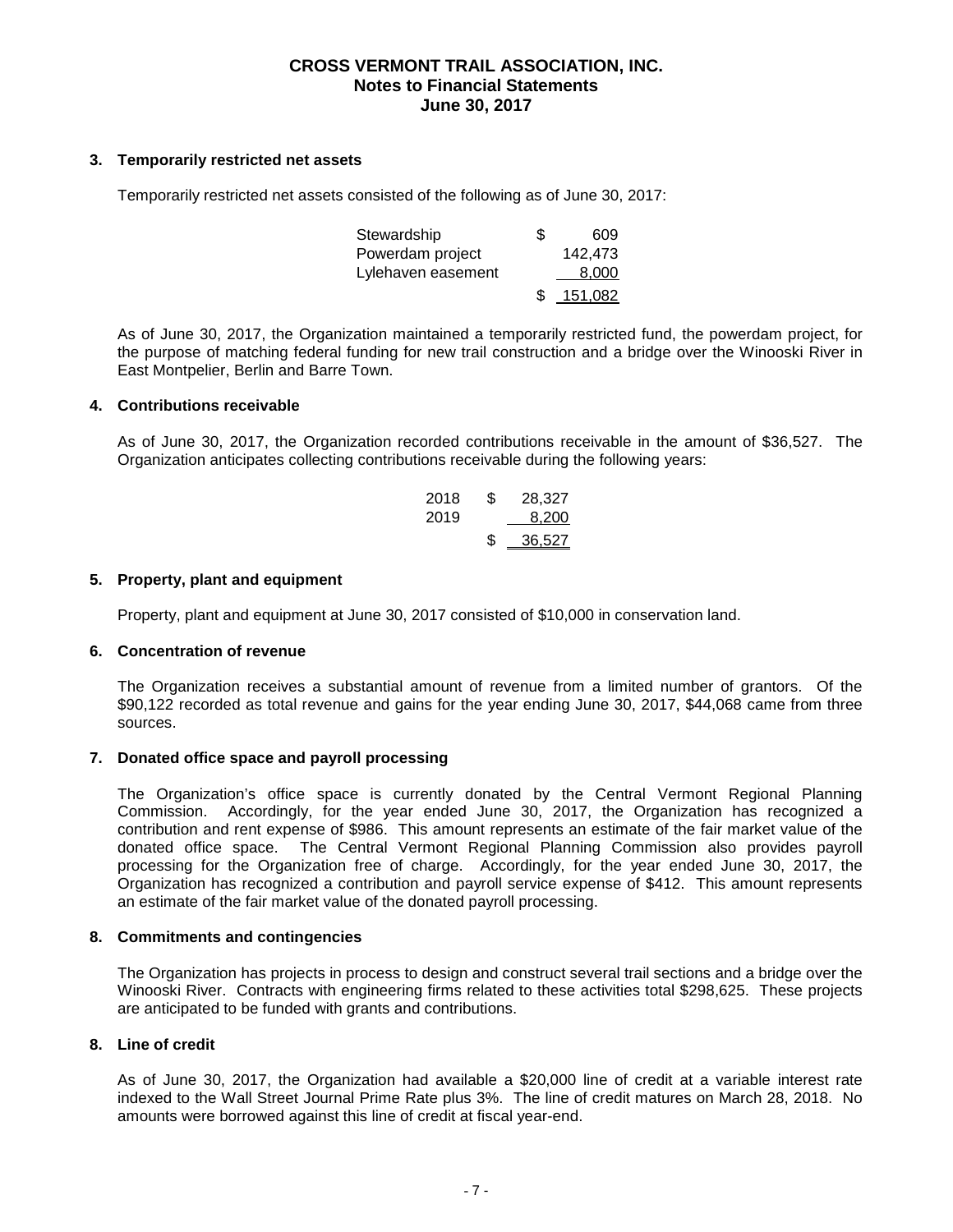# CROSS VERMONT TRAIL ASSOCIATION, INC.
## Notes to Financial Statements
## June 30, 2017

### 3. Temporarily restricted net assets

Temporarily restricted net assets consisted of the following as of June 30, 2017:

| | |
|---|---|
| Stewardship | $ 609 |
| Powerdam project | 142,473 |
| Lylehaven easement | 8,000 |
| | $ 151,082 |

As of June 30, 2017, the Organization maintained a temporarily restricted fund, the powerdam project, for the purpose of matching federal funding for new trail construction and a bridge over the Winooski River in East Montpelier, Berlin and Barre Town.

### 4. Contributions receivable

As of June 30, 2017, the Organization recorded contributions receivable in the amount of $36,527. The Organization anticipates collecting contributions receivable during the following years:

| | |
|---|---|
| 2018 | $ 28,327 |
| 2019 | 8,200 |
| | $ 36,527 |

### 5. Property, plant and equipment

Property, plant and equipment at June 30, 2017 consisted of $10,000 in conservation land.

### 6. Concentration of revenue

The Organization receives a substantial amount of revenue from a limited number of grantors. Of the $90,122 recorded as total revenue and gains for the year ending June 30, 2017, $44,068 came from three sources.

### 7. Donated office space and payroll processing

The Organization's office space is currently donated by the Central Vermont Regional Planning Commission. Accordingly, for the year ended June 30, 2017, the Organization has recognized a contribution and rent expense of $986. This amount represents an estimate of the fair market value of the donated office space. The Central Vermont Regional Planning Commission also provides payroll processing for the Organization free of charge. Accordingly, for the year ended June 30, 2017, the Organization has recognized a contribution and payroll service expense of $412. This amount represents an estimate of the fair market value of the donated payroll processing.

### 8. Commitments and contingencies

The Organization has projects in process to design and construct several trail sections and a bridge over the Winooski River. Contracts with engineering firms related to these activities total $298,625. These projects are anticipated to be funded with grants and contributions.

### 8. Line of credit

As of June 30, 2017, the Organization had available a $20,000 line of credit at a variable interest rate indexed to the Wall Street Journal Prime Rate plus 3%. The line of credit matures on March 28, 2018. No amounts were borrowed against this line of credit at fiscal year-end.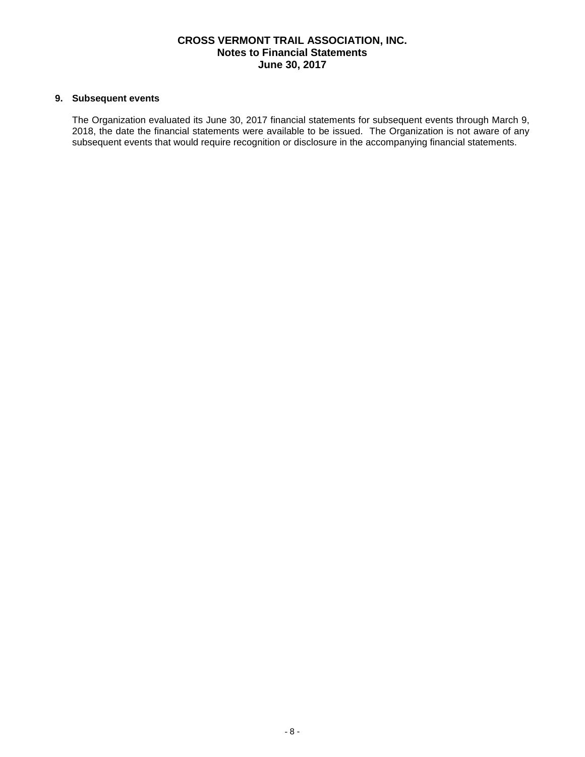## 9. Subsequent events

The Organization evaluated its June 30, 2017 financial statements for subsequent events through March 9, 2018, the date the financial statements were available to be issued. The Organization is not aware of any subsequent events that would require recognition or disclosure in the accompanying financial statements.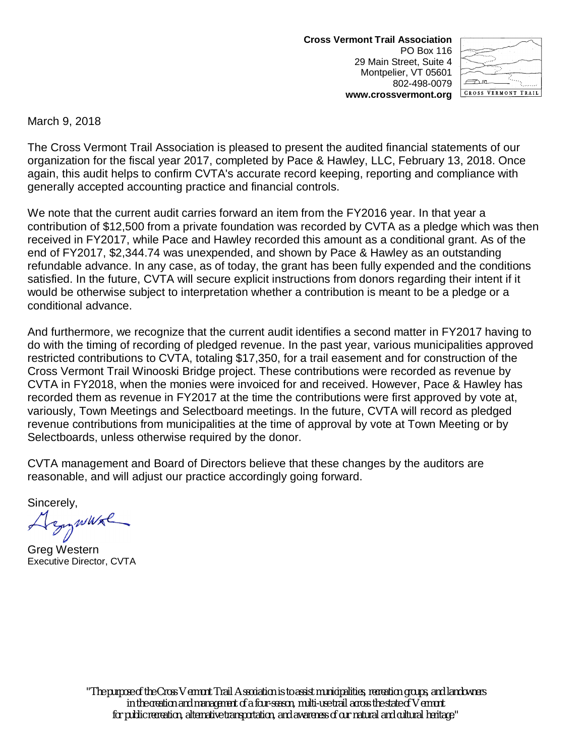**Cross Vermont Trail Association**
PO Box 116
29 Main Street, Suite 4
Montpelier, VT 05601
802-498-0079
**www.crossvermont.org**

CROSS VERMONT TRAIL

March 9, 2018

The Cross Vermont Trail Association is pleased to present the audited financial statements of our organization for the fiscal year 2017, completed by Pace & Hawley, LLC, February 13, 2018. Once again, this audit helps to confirm CVTA's accurate record keeping, reporting and compliance with generally accepted accounting practice and financial controls.

We note that the current audit carries forward an item from the FY2016 year. In that year a contribution of $12,500 from a private foundation was recorded by CVTA as a pledge which was then received in FY2017, while Pace and Hawley recorded this amount as a conditional grant. As of the end of FY2017, $2,344.74 was unexpended, and shown by Pace & Hawley as an outstanding refundable advance. In any case, as of today, the grant has been fully expended and the conditions satisfied. In the future, CVTA will secure explicit instructions from donors regarding their intent if it would be otherwise subject to interpretation whether a contribution is meant to be a pledge or a conditional advance.

And furthermore, we recognize that the current audit identifies a second matter in FY2017 having to do with the timing of recording of pledged revenue. In the past year, various municipalities approved restricted contributions to CVTA, totaling $17,350, for a trail easement and for construction of the Cross Vermont Trail Winooski Bridge project. These contributions were recorded as revenue by CVTA in FY2018, when the monies were invoiced for and received. However, Pace & Hawley has recorded them as revenue in FY2017 at the time the contributions were first approved by vote at, variously, Town Meetings and Selectboard meetings. In the future, CVTA will record as pledged revenue contributions from municipalities at the time of approval by vote at Town Meeting or by Selectboards, unless otherwise required by the donor.

CVTA management and Board of Directors believe that these changes by the auditors are reasonable, and will adjust our practice accordingly going forward.

Sincerely,

Greg Western
Executive Director, CVTA

"The purpose of the Cross Vermont Trail Association is to assist municipalities, recreation groups, and landowners in the creation and management of a four-season, multi-use trail across the state of Vermont for public recreation, alternative transportation, and awareness of our natural and cultural heritage."